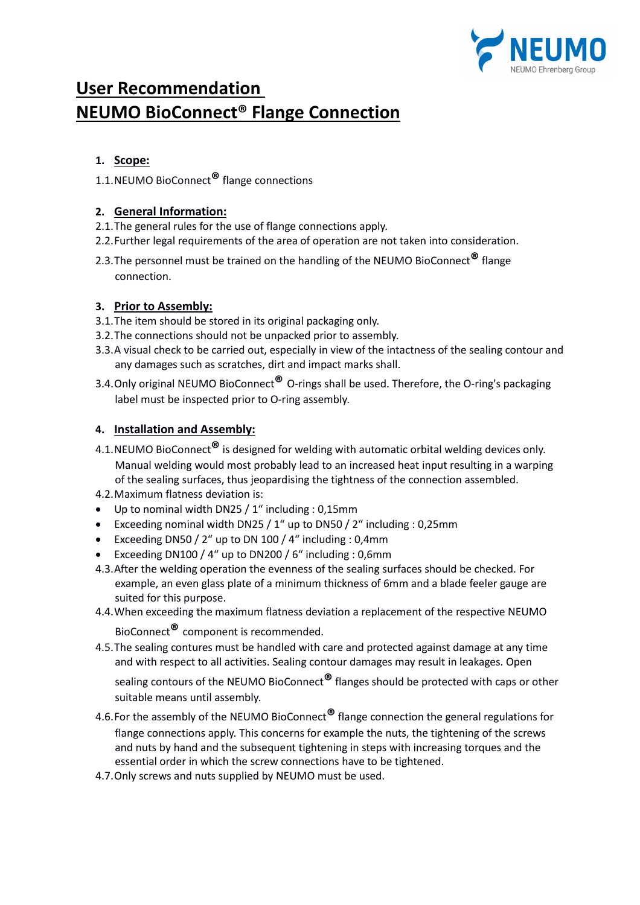# User Recommendation
# NEUMO BioConnect® Flange Connection

## 1. Scope:

1.1. NEUMO BioConnect® flange connections

## 2. General Information:

2.1. The general rules for the use of flange connections apply.

2.2. Further legal requirements of the area of operation are not taken into consideration.

2.3. The personnel must be trained on the handling of the NEUMO BioConnect® flange connection.

## 3. Prior to Assembly:

3.1. The item should be stored in its original packaging only.

3.2. The connections should not be unpacked prior to assembly.

3.3. A visual check to be carried out, especially in view of the intactness of the sealing contour and any damages such as scratches, dirt and impact marks shall.

3.4. Only original NEUMO BioConnect® O-rings shall be used. Therefore, the O-ring's packaging label must be inspected prior to O-ring assembly.

## 4. Installation and Assembly:

4.1. NEUMO BioConnect® is designed for welding with automatic orbital welding devices only. Manual welding would most probably lead to an increased heat input resulting in a warping of the sealing surfaces, thus jeopardising the tightness of the connection assembled.

4.2. Maximum flatness deviation is:

- Up to nominal width DN25 / 1“ including : 0,15mm
- Exceeding nominal width DN25 / 1“ up to DN50 / 2“ including : 0,25mm
- Exceeding DN50 / 2“ up to DN 100 / 4“ including : 0,4mm
- Exceeding DN100 / 4“ up to DN200 / 6“ including : 0,6mm

4.3. After the welding operation the evenness of the sealing surfaces should be checked. For example, an even glass plate of a minimum thickness of 6mm and a blade feeler gauge are suited for this purpose.

4.4. When exceeding the maximum flatness deviation a replacement of the respective NEUMO BioConnect® component is recommended.

4.5. The sealing contures must be handled with care and protected against damage at any time and with respect to all activities. Sealing contour damages may result in leakages. Open sealing contours of the NEUMO BioConnect® flanges should be protected with caps or other suitable means until assembly.

4.6. For the assembly of the NEUMO BioConnect® flange connection the general regulations for flange connections apply. This concerns for example the nuts, the tightening of the screws and nuts by hand and the subsequent tightening in steps with increasing torques and the essential order in which the screw connections have to be tightened.

4.7. Only screws and nuts supplied by NEUMO must be used.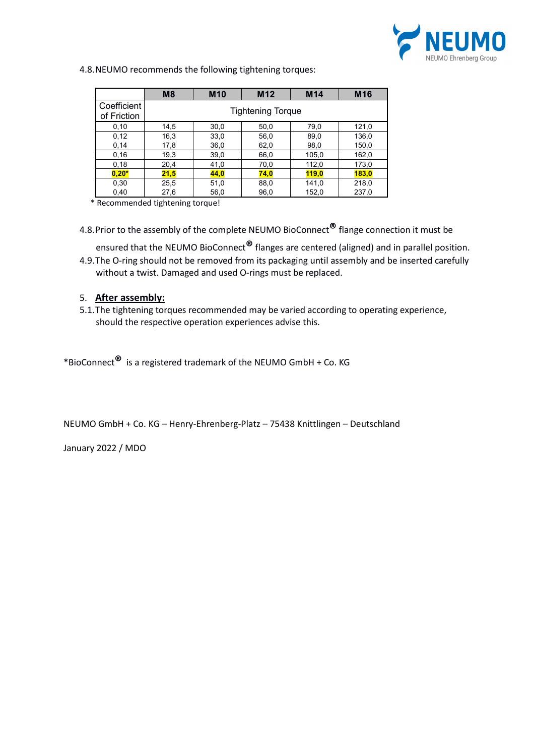4.8. NEUMO recommends the following tightening torques:

| | M8 | M10 | M12 | M14 | M16 |
|---|---|---|---|---|---|
| Coefficient of Friction | Tightening Torque | | | | |
| 0,10 | 14,5 | 30,0 | 50,0 | 79,0 | 121,0 |
| 0,12 | 16,3 | 33,0 | 56,0 | 89,0 | 136,0 |
| 0,14 | 17,8 | 36,0 | 62,0 | 98,0 | 150,0 |
| 0,16 | 19,3 | 39,0 | 66,0 | 105,0 | 162,0 |
| 0,18 | 20,4 | 41,0 | 70,0 | 112,0 | 173,0 |
| **0,20*** | **21,5** | **44,0** | **74,0** | **119,0** | **183,0** |
| 0,30 | 25,5 | 51,0 | 88,0 | 141,0 | 218,0 |
| 0,40 | 27,6 | 56,0 | 96,0 | 152,0 | 237,0 |

\* Recommended tightening torque!

4.8. Prior to the assembly of the complete NEUMO BioConnect® flange connection it must be ensured that the NEUMO BioConnect® flanges are centered (aligned) and in parallel position.

4.9. The O-ring should not be removed from its packaging until assembly and be inserted carefully without a twist. Damaged and used O-rings must be replaced.

## 5. <u>After assembly:</u>

5.1. The tightening torques recommended may be varied according to operating experience, should the respective operation experiences advise this.

*BioConnect® is a registered trademark of the NEUMO GmbH + Co. KG

NEUMO GmbH + Co. KG – Henry-Ehrenberg-Platz – 75438 Knittlingen – Deutschland

January 2022 / MDO